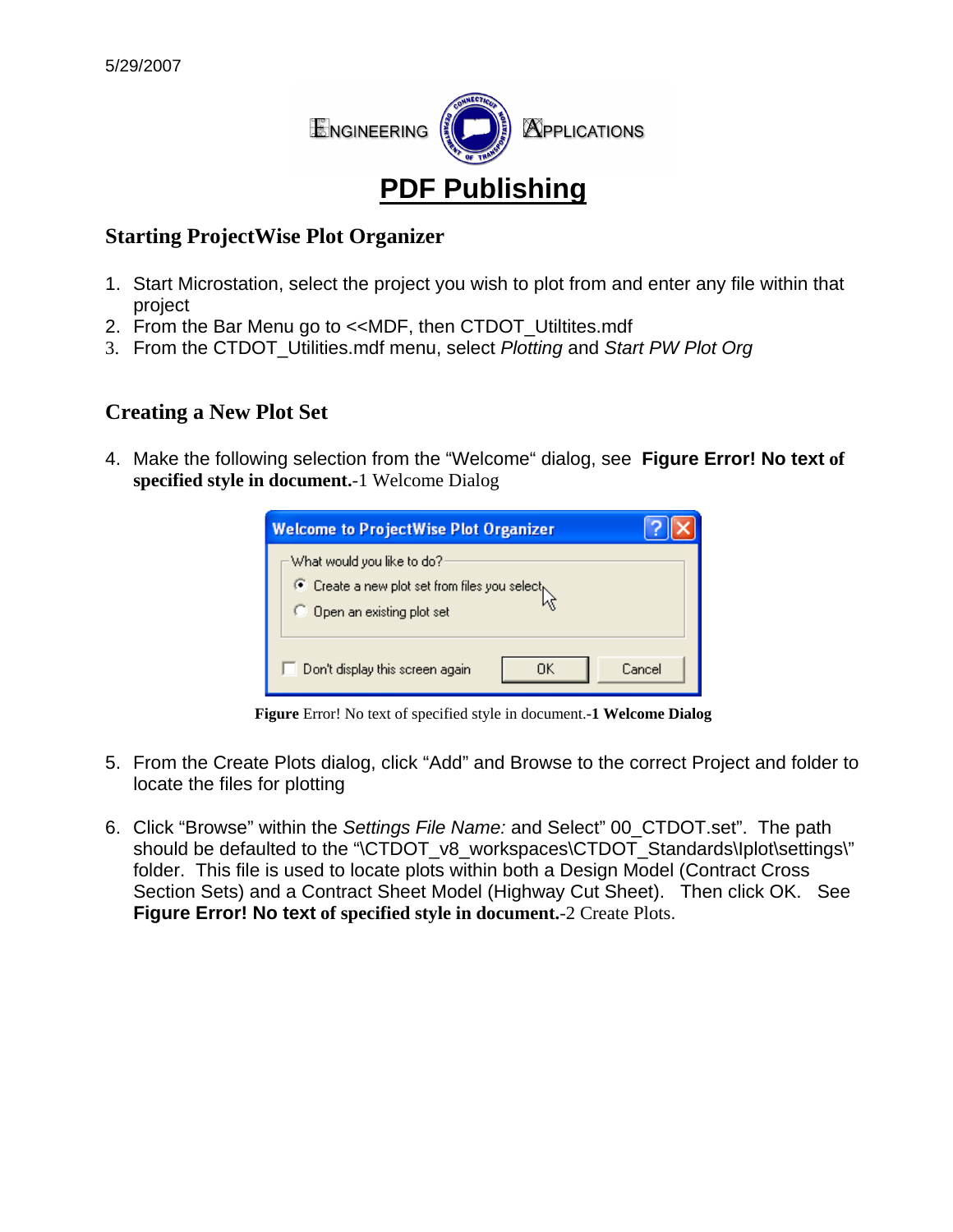5/29/2007

ENGINEERING APPLICATIONS

# PDF Publishing

## Starting ProjectWise Plot Organizer

1. Start Microstation, select the project you wish to plot from and enter any file within that project
2. From the Bar Menu go to <<MDF, then CTDOT_Utiltites.mdf
3. From the CTDOT_Utilities.mdf menu, select *Plotting* and *Start PW Plot Org*

## Creating a New Plot Set

4. Make the following selection from the "Welcome" dialog, see **Figure Error! No text of specified style in document.**-1 Welcome Dialog

**Figure** Error! No text of specified style in document.**-1 Welcome Dialog**

5. From the Create Plots dialog, click "Add" and Browse to the correct Project and folder to locate the files for plotting

6. Click "Browse" within the *Settings File Name:* and Select" 00_CTDOT.set". The path should be defaulted to the "\CTDOT_v8_workspaces\CTDOT_Standards\Iplot\settings\" folder. This file is used to locate plots within both a Design Model (Contract Cross Section Sets) and a Contract Sheet Model (Highway Cut Sheet). Then click OK. See **Figure Error! No text of specified style in document.**-2 Create Plots.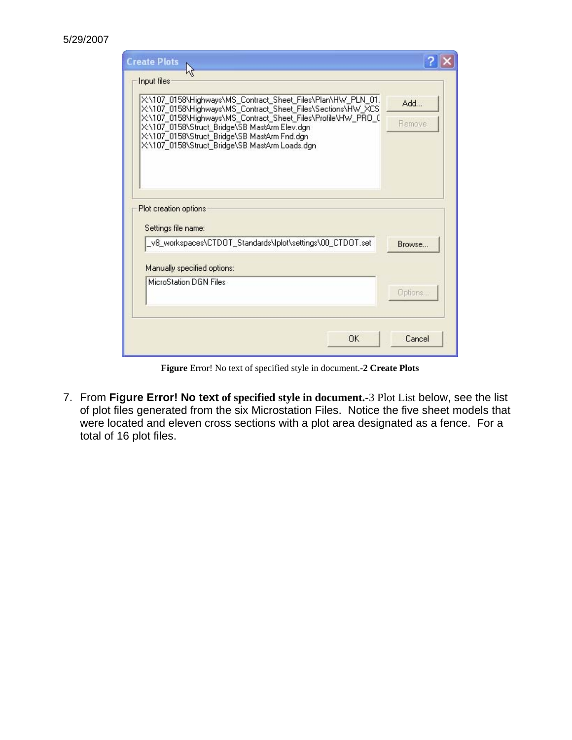**Figure** Error! No text of specified style in document.**-2 Create Plots**

7. From **Figure Error! No text of specified style in document.**-3 Plot List below, see the list of plot files generated from the six Microstation Files. Notice the five sheet models that were located and eleven cross sections with a plot area designated as a fence. For a total of 16 plot files.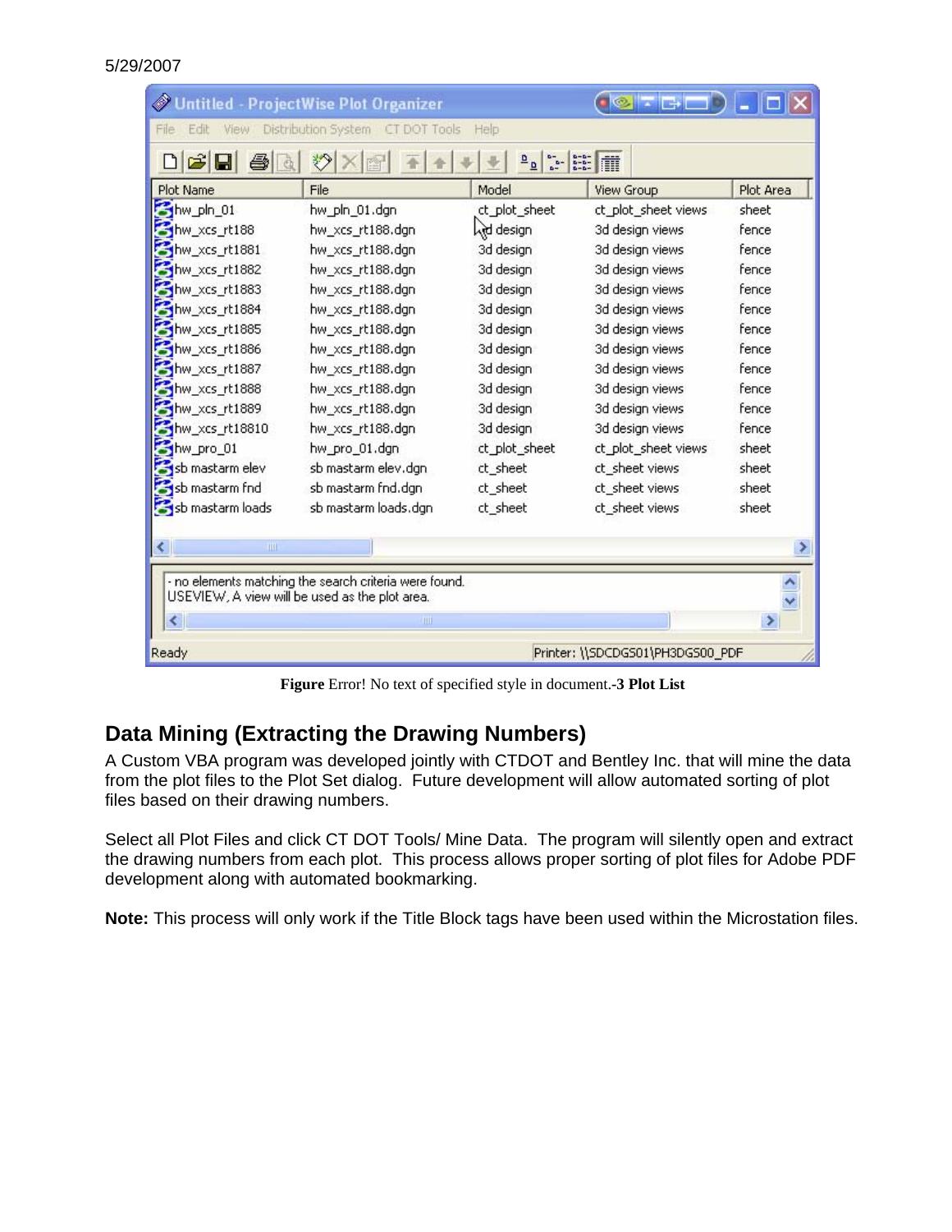| Plot Name | File | Model | View Group | Plot Area |
|---|---|---|---|---|
| hw_pln_01 | hw_pln_01.dgn | ct_plot_sheet | ct_plot_sheet views | sheet |
| hw_xcs_rt188 | hw_xcs_rt188.dgn | 3d design | 3d design views | fence |
| hw_xcs_rt1881 | hw_xcs_rt188.dgn | 3d design | 3d design views | fence |
| hw_xcs_rt1882 | hw_xcs_rt188.dgn | 3d design | 3d design views | fence |
| hw_xcs_rt1883 | hw_xcs_rt188.dgn | 3d design | 3d design views | fence |
| hw_xcs_rt1884 | hw_xcs_rt188.dgn | 3d design | 3d design views | fence |
| hw_xcs_rt1885 | hw_xcs_rt188.dgn | 3d design | 3d design views | fence |
| hw_xcs_rt1886 | hw_xcs_rt188.dgn | 3d design | 3d design views | fence |
| hw_xcs_rt1887 | hw_xcs_rt188.dgn | 3d design | 3d design views | fence |
| hw_xcs_rt1888 | hw_xcs_rt188.dgn | 3d design | 3d design views | fence |
| hw_xcs_rt1889 | hw_xcs_rt188.dgn | 3d design | 3d design views | fence |
| hw_xcs_rt18810 | hw_xcs_rt188.dgn | 3d design | 3d design views | fence |
| hw_pro_01 | hw_pro_01.dgn | ct_plot_sheet | ct_plot_sheet views | sheet |
| sb mastarm elev | sb mastarm elev.dgn | ct_sheet | ct_sheet views | sheet |
| sb mastarm fnd | sb mastarm fnd.dgn | ct_sheet | ct_sheet views | sheet |
| sb mastarm loads | sb mastarm loads.dgn | ct_sheet | ct_sheet views | sheet |

**Figure** Error! No text of specified style in document.**-3 Plot List**

## Data Mining (Extracting the Drawing Numbers)

A Custom VBA program was developed jointly with CTDOT and Bentley Inc. that will mine the data from the plot files to the Plot Set dialog. Future development will allow automated sorting of plot files based on their drawing numbers.

Select all Plot Files and click CT DOT Tools/ Mine Data. The program will silently open and extract the drawing numbers from each plot. This process allows proper sorting of plot files for Adobe PDF development along with automated bookmarking.

**Note:** This process will only work if the Title Block tags have been used within the Microstation files.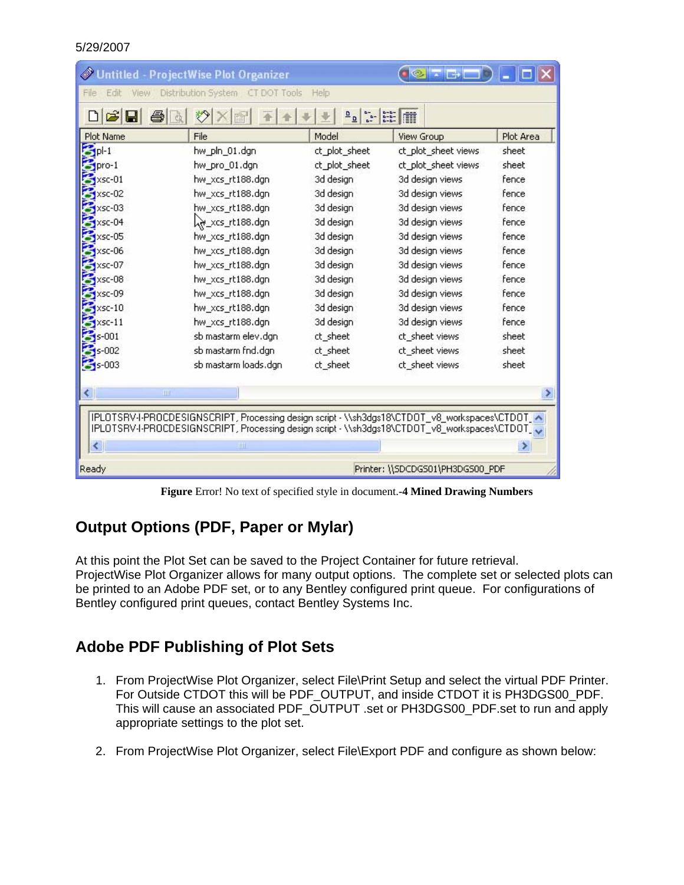| Plot Name | File | Model | View Group | Plot Area |
|---|---|---|---|---|
| pl-1 | hw_pln_01.dgn | ct_plot_sheet | ct_plot_sheet views | sheet |
| pro-1 | hw_pro_01.dgn | ct_plot_sheet | ct_plot_sheet views | sheet |
| xsc-01 | hw_xcs_rt188.dgn | 3d design | 3d design views | fence |
| xsc-02 | hw_xcs_rt188.dgn | 3d design | 3d design views | fence |
| xsc-03 | hw_xcs_rt188.dgn | 3d design | 3d design views | fence |
| xsc-04 | hw_xcs_rt188.dgn | 3d design | 3d design views | fence |
| xsc-05 | hw_xcs_rt188.dgn | 3d design | 3d design views | fence |
| xsc-06 | hw_xcs_rt188.dgn | 3d design | 3d design views | fence |
| xsc-07 | hw_xcs_rt188.dgn | 3d design | 3d design views | fence |
| xsc-08 | hw_xcs_rt188.dgn | 3d design | 3d design views | fence |
| xsc-09 | hw_xcs_rt188.dgn | 3d design | 3d design views | fence |
| xsc-10 | hw_xcs_rt188.dgn | 3d design | 3d design views | fence |
| xsc-11 | hw_xcs_rt188.dgn | 3d design | 3d design views | fence |
| s-001 | sb mastarm elev.dgn | ct_sheet | ct_sheet views | sheet |
| s-002 | sb mastarm fnd.dgn | ct_sheet | ct_sheet views | sheet |
| s-003 | sb mastarm loads.dgn | ct_sheet | ct_sheet views | sheet |

**Figure** Error! No text of specified style in document.**-4 Mined Drawing Numbers**

## Output Options (PDF, Paper or Mylar)

At this point the Plot Set can be saved to the Project Container for future retrieval. ProjectWise Plot Organizer allows for many output options. The complete set or selected plots can be printed to an Adobe PDF set, or to any Bentley configured print queue. For configurations of Bentley configured print queues, contact Bentley Systems Inc.

## Adobe PDF Publishing of Plot Sets

1. From ProjectWise Plot Organizer, select File\Print Setup and select the virtual PDF Printer. For Outside CTDOT this will be PDF_OUTPUT, and inside CTDOT it is PH3DGS00_PDF. This will cause an associated PDF_OUTPUT .set or PH3DGS00_PDF.set to run and apply appropriate settings to the plot set.

2. From ProjectWise Plot Organizer, select File\Export PDF and configure as shown below: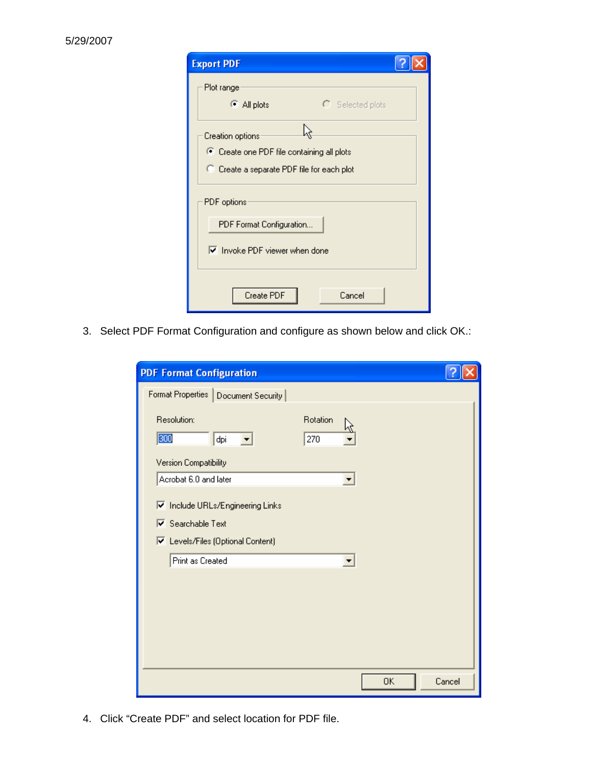5/29/2007

3. Select PDF Format Configuration and configure as shown below and click OK.:

4. Click “Create PDF” and select location for PDF file.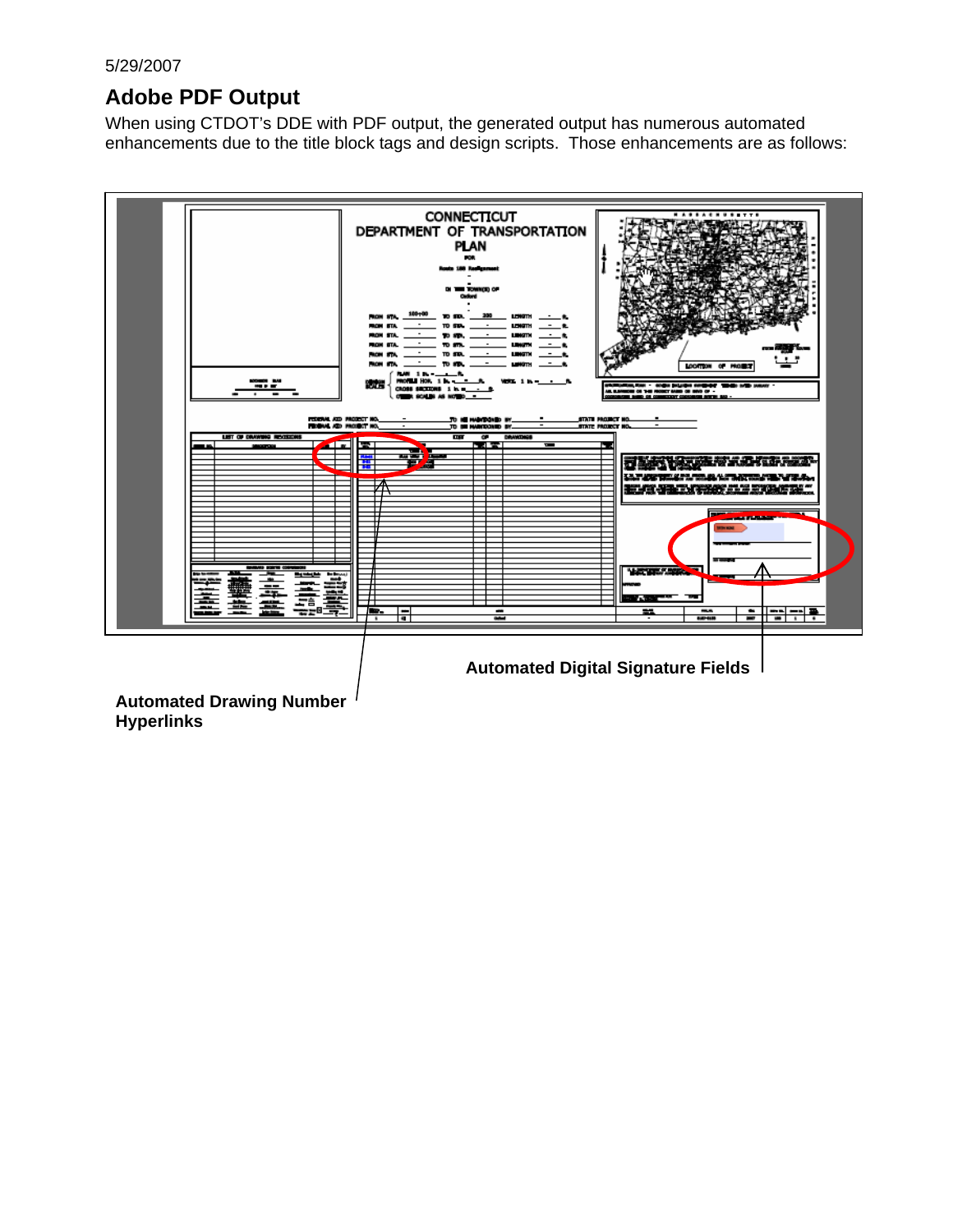5/29/2007

## Adobe PDF Output

When using CTDOT's DDE with PDF output, the generated output has numerous automated enhancements due to the title block tags and design scripts. Those enhancements are as follows:

**Automated Digital Signature Fields**

**Automated Drawing Number Hyperlinks**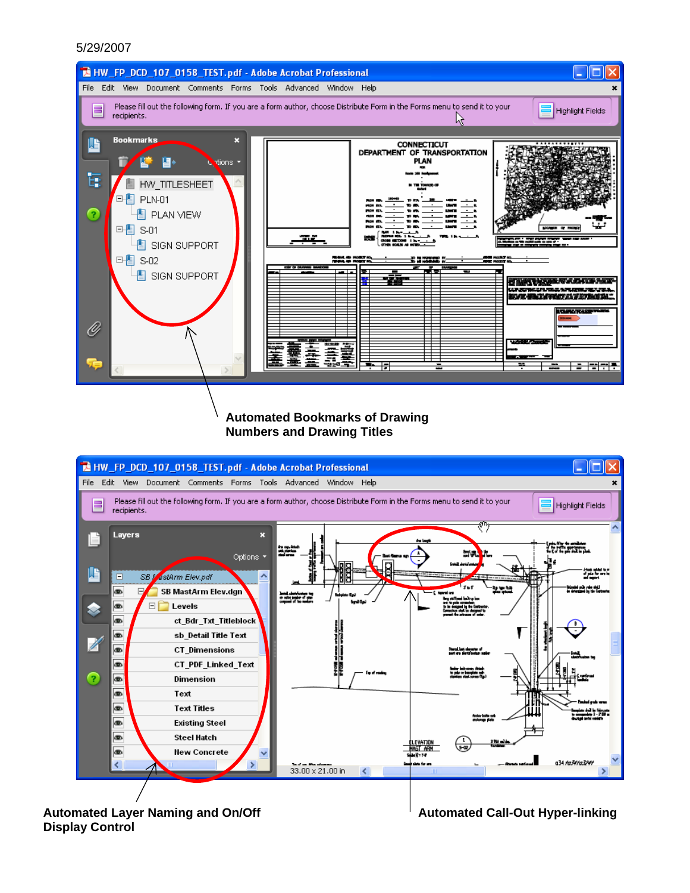5/29/2007

Automated Bookmarks of Drawing Numbers and Drawing Titles

Automated Layer Naming and On/Off Display Control

Automated Call-Out Hyper-linking